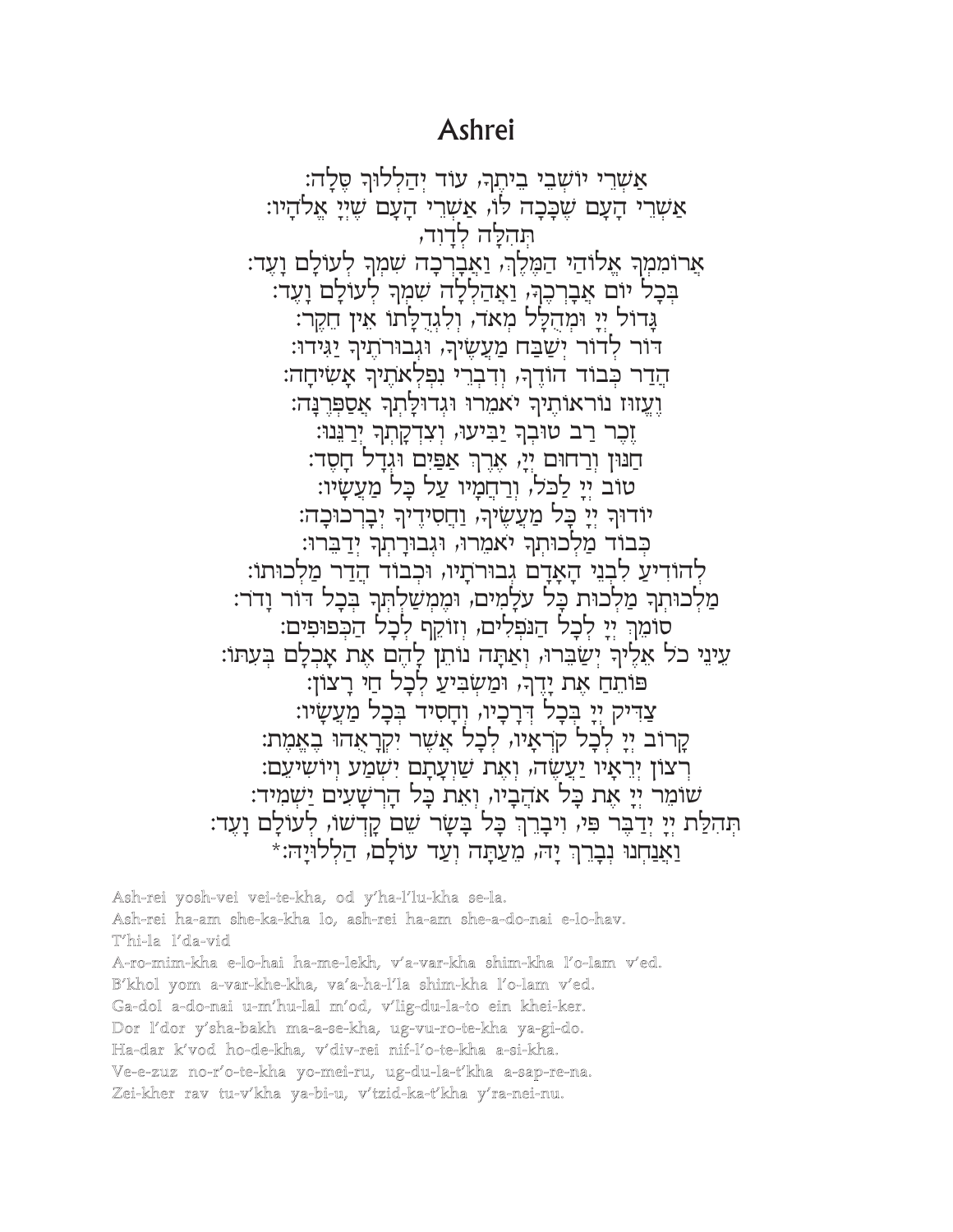# Ashrei

אַשְׁרֵי יוֹשְׁבֵי בֵיתֶךָ, עוֹד יְהַלְלוּךָ סֶּלָה:
אַשְׁרֵי הָעָם שֶׁכָּכָה לּוֹ, אַשְׁרֵי הָעָם שֶׁיְיָ אֱלֹהָיו:
תְּהִלָּה לְדָוִד,
אֲרוֹמִמְךָ אֱלוֹהַי הַמֶּלֶךְ, וַאֲבָרְכָה שִׁמְךָ לְעוֹלָם וָעֶד:
בְּכָל יוֹם אֲבָרְכֶךָּ, וַאֲהַלְלָה שִׁמְךָ לְעוֹלָם וָעֶד:
גָּדוֹל יְיָ וּמְהֻלָּל מְאֹד, וְלִגְדֻלָּתוֹ אֵין חֵקֶר:
דּוֹר לְדוֹר יְשַׁבַּח מַעֲשֶׂיךָ, וּגְבוּרֹתֶיךָ יַגִּידוּ:
הֲדַר כְּבוֹד הוֹדֶךָ, וְדִבְרֵי נִפְלְאֹתֶיךָ אָשִׂיחָה:
וֶעֱזוּז נוֹרְאוֹתֶיךָ יֹאמֵרוּ וּגְדוּלָּתְךָ אֲסַפְּרֶנָּה:
זֵכֶר רַב טוּבְךָ יַבִּיעוּ, וְצִדְקָתְךָ יְרַנֵּנוּ:
חַנּוּן וְרַחוּם יְיָ, אֶרֶךְ אַפַּיִם וּגְדָל חָסֶד:
טוֹב יְיָ לַכֹּל, וְרַחֲמָיו עַל כָּל מַעֲשָׂיו:
יוֹדוּךָ יְיָ כָּל מַעֲשֶׂיךָ, וַחֲסִידֶיךָ יְבָרְכוּכָה:
כְּבוֹד מַלְכוּתְךָ יֹאמֵרוּ, וּגְבוּרָתְךָ יְדַבֵּרוּ:
לְהוֹדִיעַ לִבְנֵי הָאָדָם גְּבוּרֹתָיו, וּכְבוֹד הֲדַר מַלְכוּתוֹ:
מַלְכוּתְךָ מַלְכוּת כָּל עֹלָמִים, וּמֶמְשַׁלְתְּךָ בְּכָל דּוֹר וָדֹר:
סוֹמֵךְ יְיָ לְכָל הַנֹּפְלִים, וְזוֹקֵף לְכָל הַכְּפוּפִים:
עֵינֵי כֹל אֵלֶיךָ יְשַׂבֵּרוּ, וְאַתָּה נוֹתֵן לָהֶם אֶת אָכְלָם בְּעִתּוֹ:
פּוֹתֵחַ אֶת יָדֶךָ, וּמַשְׂבִּיעַ לְכָל חַי רָצוֹן:
צַדִּיק יְיָ בְּכָל דְּרָכָיו, וְחָסִיד בְּכָל מַעֲשָׂיו:
קָרוֹב יְיָ לְכָל קֹרְאָיו, לְכֹל אֲשֶׁר יִקְרָאֻהוּ בֶאֱמֶת:
רְצוֹן יְרֵאָיו יַעֲשֶׂה, וְאֶת שַׁוְעָתָם יִשְׁמַע וְיוֹשִׁיעֵם:
שׁוֹמֵר יְיָ אֶת כָּל אֹהֲבָיו, וְאֵת כָּל הָרְשָׁעִים יַשְׁמִיד:
תְּהִלַּת יְיָ יְדַבֶּר פִּי, וִיבָרֵךְ כָּל בָּשָׂר שֵׁם קָדְשׁוֹ, לְעוֹלָם וָעֶד:
וַאֲנַחְנוּ נְבָרֵךְ יָהּ, מֵעַתָּה וְעַד עוֹלָם, הַלְלוּיָהּ:*

Ash-rei yosh-vei vei-te-kha, od y'ha-l'lu-kha se-la.
Ash-rei ha-am she-ka-kha lo, ash-rei ha-am she-a-do-nai e-lo-hav.
T'hi-la l'da-vid
A-ro-mim-kha e-lo-hai ha-me-lekh, v'a-var-kha shim-kha l'o-lam v'ed.
B'khol yom a-var-khe-kha, va'a-ha-l'la shim-kha l'o-lam v'ed.
Ga-dol a-do-nai u-m'hu-lal m'od, v'lig-du-la-to ein khei-ker.
Dor l'dor y'sha-bakh ma-a-se-kha, ug-vu-ro-te-kha ya-gi-do.
Ha-dar k'vod ho-de-kha, v'div-rei nif-l'o-te-kha a-si-kha.
Ve-e-zuz no-r'o-te-kha yo-mei-ru, ug-du-la-t'kha a-sap-re-na.
Zei-kher rav tu-v'kha ya-bi-u, v'tzid-ka-t'kha y'ra-nei-nu.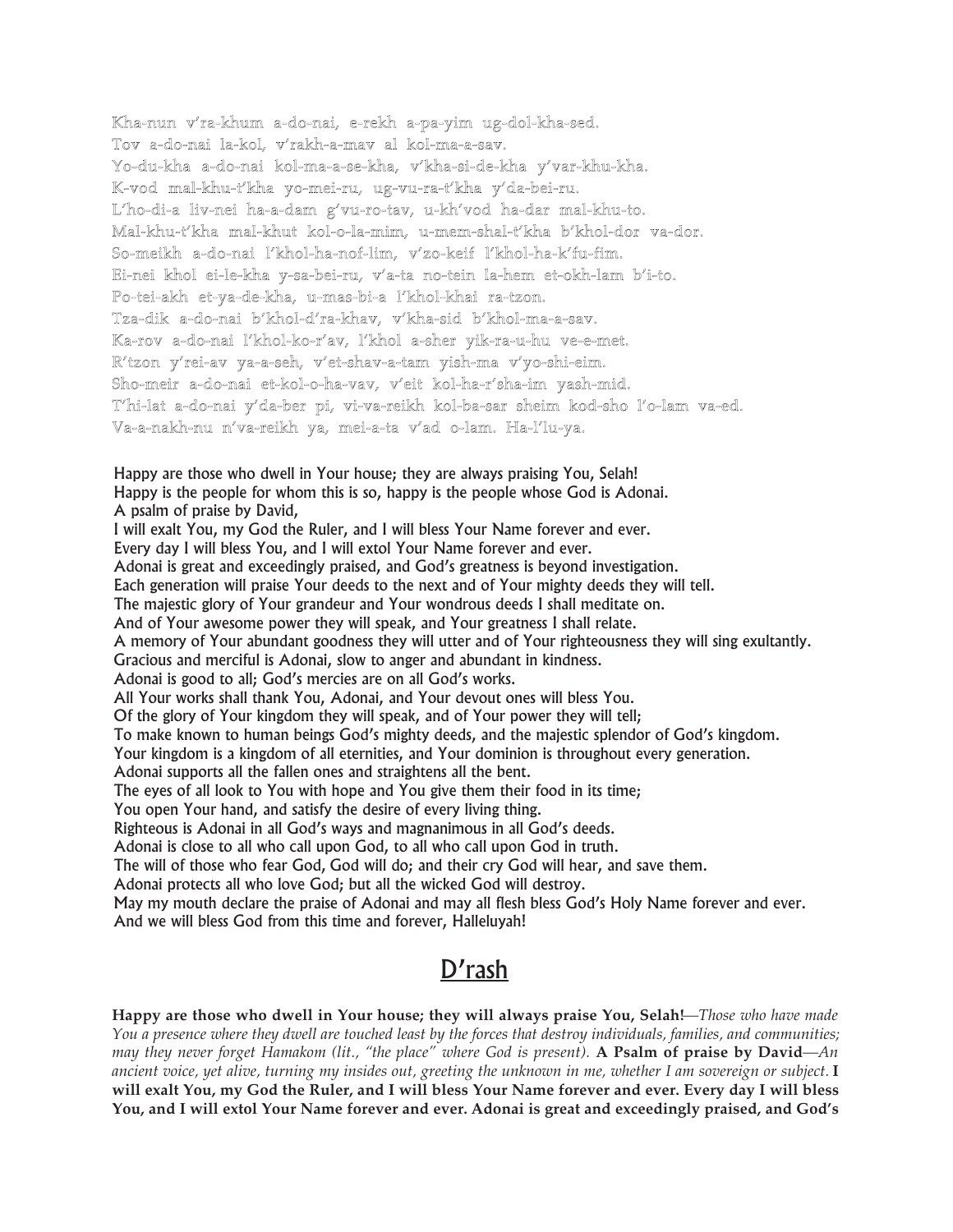Kha-nun v'ra-khum a-do-nai, e-rekh a-pa-yim ug-dol-kha-sed.
Tov a-do-nai la-kol, v'rakh-a-mav al kol-ma-a-sav.
Yo-du-kha a-do-nai kol-ma-a-se-kha, v'kha-si-de-kha y'var-khu-kha.
K-vod mal-khu-t'kha yo-mei-ru, ug-vu-ra-t'kha y'da-bei-ru.
L'ho-di-a liv-nei ha-a-dam g'vu-ro-tav, u-kh'vod ha-dar mal-khu-to.
Mal-khu-t'kha mal-khut kol-o-la-mim, u-mem-shal-t'kha b'khol-dor va-dor.
So-meikh a-do-nai l'khol-ha-nof-lim, v'zo-keif l'khol-ha-k'fu-fim.
Ei-nei khol ei-le-kha y-sa-bei-ru, v'a-ta no-tein la-hem et-okh-lam b'i-to.
Po-tei-akh et-ya-de-kha, u-mas-bi-a l'khol-khai ra-tzon.
Tza-dik a-do-nai b'khol-d'ra-khav, v'kha-sid b'khol-ma-a-sav.
Ka-rov a-do-nai l'khol-ko-r'av, l'khol a-sher yik-ra-u-hu ve-e-met.
R'tzon y'rei-av ya-a-seh, v'et-shav-a-tam yish-ma v'yo-shi-eim.
Sho-meir a-do-nai et-kol-o-ha-vav, v'eit kol-ha-r'sha-im yash-mid.
T'hi-lat a-do-nai y'da-ber pi, vi-va-reikh kol-ba-sar sheim kod-sho l'o-lam va-ed.
Va-a-nakh-nu n'va-reikh ya, mei-a-ta v'ad o-lam. Ha-l'lu-ya.

Happy are those who dwell in Your house; they are always praising You, Selah!
Happy is the people for whom this is so, happy is the people whose God is Adonai.
A psalm of praise by David,
I will exalt You, my God the Ruler, and I will bless Your Name forever and ever.
Every day I will bless You, and I will extol Your Name forever and ever.
Adonai is great and exceedingly praised, and God's greatness is beyond investigation.
Each generation will praise Your deeds to the next and of Your mighty deeds they will tell.
The majestic glory of Your grandeur and Your wondrous deeds I shall meditate on.
And of Your awesome power they will speak, and Your greatness I shall relate.
A memory of Your abundant goodness they will utter and of Your righteousness they will sing exultantly.
Gracious and merciful is Adonai, slow to anger and abundant in kindness.
Adonai is good to all; God's mercies are on all God's works.
All Your works shall thank You, Adonai, and Your devout ones will bless You.
Of the glory of Your kingdom they will speak, and of Your power they will tell;
To make known to human beings God's mighty deeds, and the majestic splendor of God's kingdom.
Your kingdom is a kingdom of all eternities, and Your dominion is throughout every generation.
Adonai supports all the fallen ones and straightens all the bent.
The eyes of all look to You with hope and You give them their food in its time;
You open Your hand, and satisfy the desire of every living thing.
Righteous is Adonai in all God's ways and magnanimous in all God's deeds.
Adonai is close to all who call upon God, to all who call upon God in truth.
The will of those who fear God, God will do; and their cry God will hear, and save them.
Adonai protects all who love God; but all the wicked God will destroy.
May my mouth declare the praise of Adonai and may all flesh bless God's Holy Name forever and ever.
And we will bless God from this time and forever, Halleluyah!

## D'rash

**Happy are those who dwell in Your house; they will always praise You, Selah!**—*Those who have made You a presence where they dwell are touched least by the forces that destroy individuals, families, and communities; may they never forget Hamakom (lit., "the place" where God is present).* **A Psalm of praise by David**—*An ancient voice, yet alive, turning my insides out, greeting the unknown in me, whether I am sovereign or subject.* **I will exalt You, my God the Ruler, and I will bless Your Name forever and ever. Every day I will bless You, and I will extol Your Name forever and ever. Adonai is great and exceedingly praised, and God's**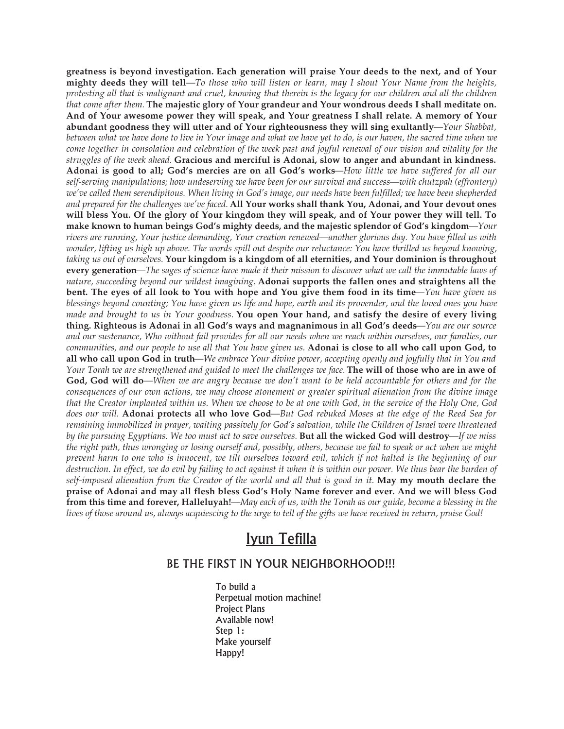**greatness is beyond investigation. Each generation will praise Your deeds to the next, and of Your mighty deeds they will tell**—*To those who will listen or learn, may I shout Your Name from the heights, protesting all that is malignant and cruel, knowing that therein is the legacy for our children and all the children that come after them.* **The majestic glory of Your grandeur and Your wondrous deeds I shall meditate on. And of Your awesome power they will speak, and Your greatness I shall relate. A memory of Your abundant goodness they will utter and of Your righteousness they will sing exultantly**—*Your Shabbat, between what we have done to live in Your image and what we have yet to do, is our haven, the sacred time when we come together in consolation and celebration of the week past and joyful renewal of our vision and vitality for the struggles of the week ahead.* **Gracious and merciful is Adonai, slow to anger and abundant in kindness. Adonai is good to all; God's mercies are on all God's works**—*How little we have suffered for all our self-serving manipulations; how undeserving we have been for our survival and success—with chutzpah (effrontery) we've called them serendipitous. When living in God's image, our needs have been fulfilled; we have been shepherded and prepared for the challenges we've faced.* **All Your works shall thank You, Adonai, and Your devout ones will bless You. Of the glory of Your kingdom they will speak, and of Your power they will tell. To make known to human beings God's mighty deeds, and the majestic splendor of God's kingdom**—*Your rivers are running, Your justice demanding, Your creation renewed—another glorious day. You have filled us with wonder, lifting us high up above. The words spill out despite our reluctance: You have thrilled us beyond knowing, taking us out of ourselves.* **Your kingdom is a kingdom of all eternities, and Your dominion is throughout every generation**—*The sages of science have made it their mission to discover what we call the immutable laws of nature, succeeding beyond our wildest imagining.* **Adonai supports the fallen ones and straightens all the bent. The eyes of all look to You with hope and You give them food in its time**—*You have given us blessings beyond counting; You have given us life and hope, earth and its provender, and the loved ones you have made and brought to us in Your goodness.* **You open Your hand, and satisfy the desire of every living thing. Righteous is Adonai in all God's ways and magnanimous in all God's deeds**—*You are our source and our sustenance, Who without fail provides for all our needs when we reach within ourselves, our families, our communities, and our people to use all that You have given us.* **Adonai is close to all who call upon God, to all who call upon God in truth**—*We embrace Your divine power, accepting openly and joyfully that in You and Your Torah we are strengthened and guided to meet the challenges we face.* **The will of those who are in awe of God, God will do**—*When we are angry because we don't want to be held accountable for others and for the consequences of our own actions, we may choose atonement or greater spiritual alienation from the divine image that the Creator implanted within us. When we choose to be at one with God, in the service of the Holy One, God does our will.* **Adonai protects all who love God**—*But God rebuked Moses at the edge of the Reed Sea for remaining immobilized in prayer, waiting passively for God's salvation, while the Children of Israel were threatened by the pursuing Egyptians. We too must act to save ourselves.* **But all the wicked God will destroy**—*If we miss the right path, thus wronging or losing ourself and, possibly, others, because we fail to speak or act when we might prevent harm to one who is innocent, we tilt ourselves toward evil, which if not halted is the beginning of our destruction. In effect, we do evil by failing to act against it when it is within our power. We thus bear the burden of self-imposed alienation from the Creator of the world and all that is good in it.* **May my mouth declare the praise of Adonai and may all flesh bless God's Holy Name forever and ever. And we will bless God from this time and forever, Halleluyah!**—*May each of us, with the Torah as our guide, become a blessing in the lives of those around us, always acquiescing to the urge to tell of the gifts we have received in return, praise God!*

# Iyun Tefilla

## BE THE FIRST IN YOUR NEIGHBORHOOD!!!

To build a
Perpetual motion machine!
Project Plans
Available now!
Step 1:
Make yourself
Happy!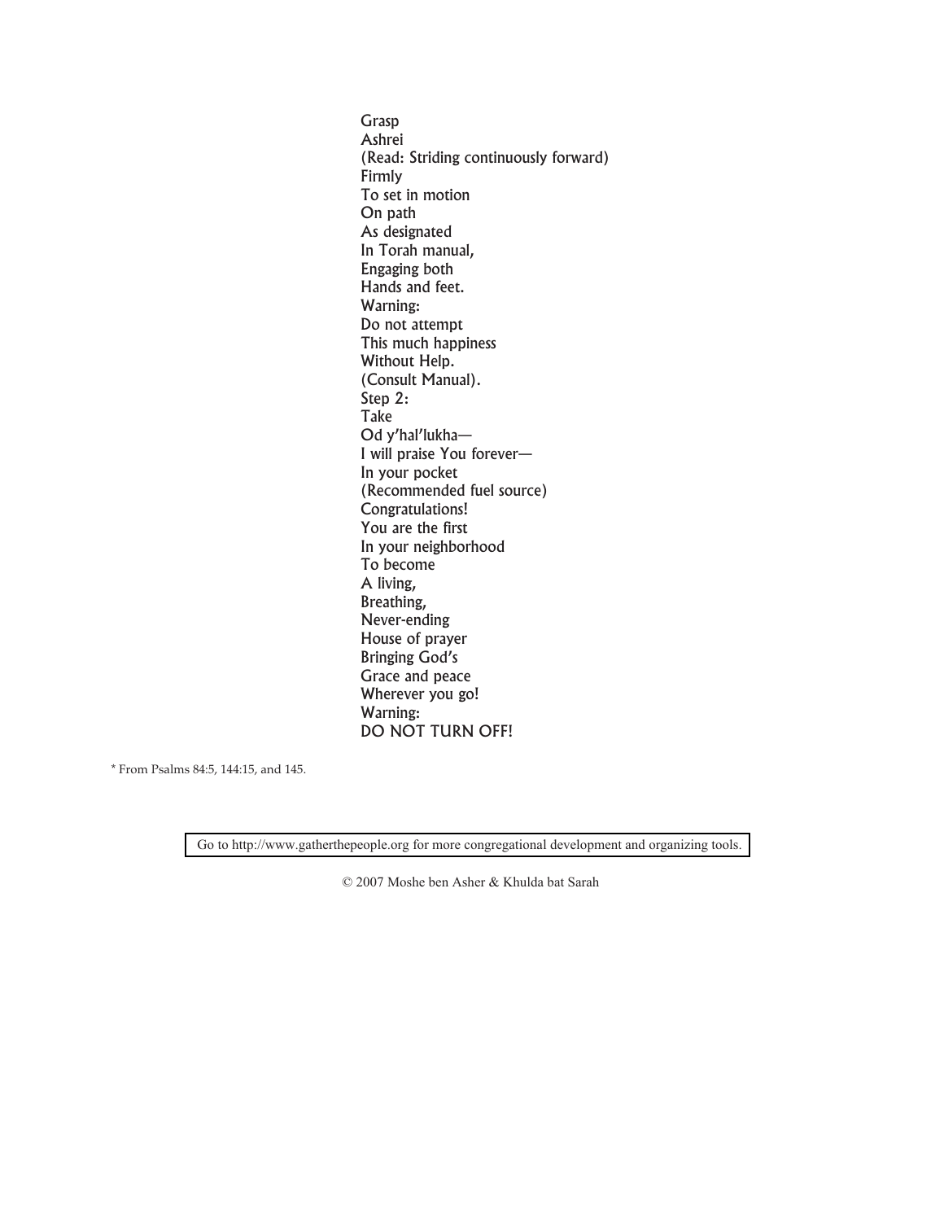Grasp  
Ashrei  
(Read: Striding continuously forward)  
Firmly  
To set in motion  
On path  
As designated  
In Torah manual,  
Engaging both  
Hands and feet.  
Warning:  
Do not attempt  
This much happiness  
Without Help.  
(Consult Manual).  
Step 2:  
Take  
Od y'hal'lukha—  
I will praise You forever—  
In your pocket  
(Recommended fuel source)  
Congratulations!  
You are the first  
In your neighborhood  
To become  
A living,  
Breathing,  
Never-ending  
House of prayer  
Bringing God's  
Grace and peace  
Wherever you go!  
Warning:  
DO NOT TURN OFF!

* From Psalms 84:5, 144:15, and 145.

Go to http://www.gatherthepeople.org for more congregational development and organizing tools.

© 2007 Moshe ben Asher & Khulda bat Sarah